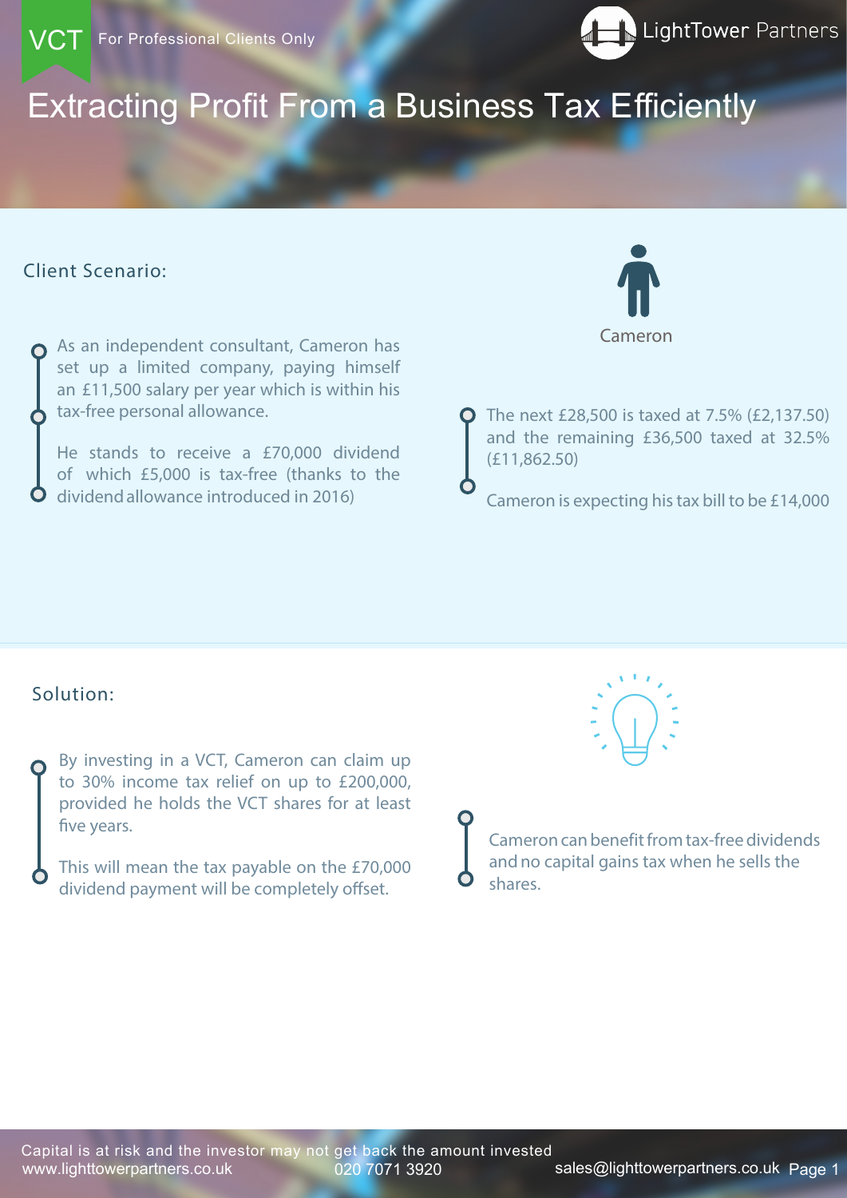VCT For Professional Clients Only

LightTower Partners

# Extracting Profit From a Business Tax Efficiently

## Client Scenario:

Cameron

- As an independent consultant, Cameron has set up a limited company, paying himself an £11,500 salary per year which is within his tax-free personal allowance.
- He stands to receive a £70,000 dividend of which £5,000 is tax-free (thanks to the dividend allowance introduced in 2016)
- The next £28,500 is taxed at 7.5% (£2,137.50) and the remaining £36,500 taxed at 32.5% (£11,862.50)
- Cameron is expecting his tax bill to be £14,000

## Solution:

- By investing in a VCT, Cameron can claim up to 30% income tax relief on up to £200,000, provided he holds the VCT shares for at least five years.
- This will mean the tax payable on the £70,000 dividend payment will be completely offset.
- Cameron can benefit from tax-free dividends and no capital gains tax when he sells the shares.

Capital is at risk and the investor may not get back the amount invested

www.lighttowerpartners.co.uk 020 7071 3920 sales@lighttowerpartners.co.uk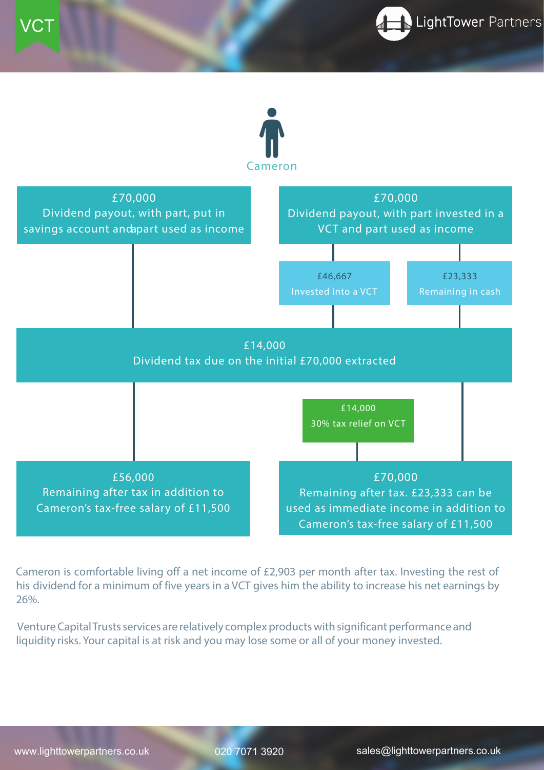VCT

Cameron

**£70,000**
Dividend payout, with part, put in savings account and part used as income

**£70,000**
Dividend payout, with part invested in a VCT and part used as income

**£46,667**
Invested into a VCT

**£23,333**
Remaining in cash

**£14,000**
Dividend tax due on the initial £70,000 extracted

**£14,000**
30% tax relief on VCT

**£56,000**
Remaining after tax in addition to Cameron's tax-free salary of £11,500

**£70,000**
Remaining after tax. £23,333 can be used as immediate income in addition to Cameron's tax-free salary of £11,500

Cameron is comfortable living off a net income of £2,903 per month after tax. Investing the rest of his dividend for a minimum of five years in a VCT gives him the ability to increase his net earnings by 26%.

Venture Capital Trusts services are relatively complex products with significant performance and liquidity risks. Your capital is at risk and you may lose some or all of your money invested.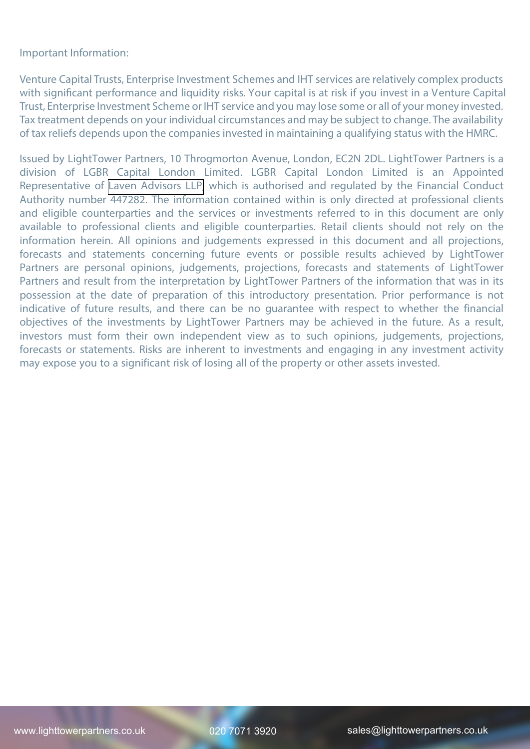Important Information:

Venture Capital Trusts, Enterprise Investment Schemes and IHT services are relatively complex products with significant performance and liquidity risks. Your capital is at risk if you invest in a Venture Capital Trust, Enterprise Investment Scheme or IHT service and you may lose some or all of your money invested. Tax treatment depends on your individual circumstances and may be subject to change. The availability of tax reliefs depends upon the companies invested in maintaining a qualifying status with the HMRC.

Issued by LightTower Partners, 10 Throgmorton Avenue, London, EC2N 2DL. LightTower Partners is a division of LGBR Capital London Limited. LGBR Capital London Limited is an Appointed Representative of Laven Advisors LLP which is authorised and regulated by the Financial Conduct Authority number 447282. The information contained within is only directed at professional clients and eligible counterparties and the services or investments referred to in this document are only available to professional clients and eligible counterparties. Retail clients should not rely on the information herein. All opinions and judgements expressed in this document and all projections, forecasts and statements concerning future events or possible results achieved by LightTower Partners are personal opinions, judgements, projections, forecasts and statements of LightTower Partners and result from the interpretation by LightTower Partners of the information that was in its possession at the date of preparation of this introductory presentation. Prior performance is not indicative of future results, and there can be no guarantee with respect to whether the financial objectives of the investments by LightTower Partners may be achieved in the future. As a result, investors must form their own independent view as to such opinions, judgements, projections, forecasts or statements. Risks are inherent to investments and engaging in any investment activity may expose you to a significant risk of losing all of the property or other assets invested.

www.lighttowerpartners.co.uk 020 7071 3920 sales@lighttowerpartners.co.uk